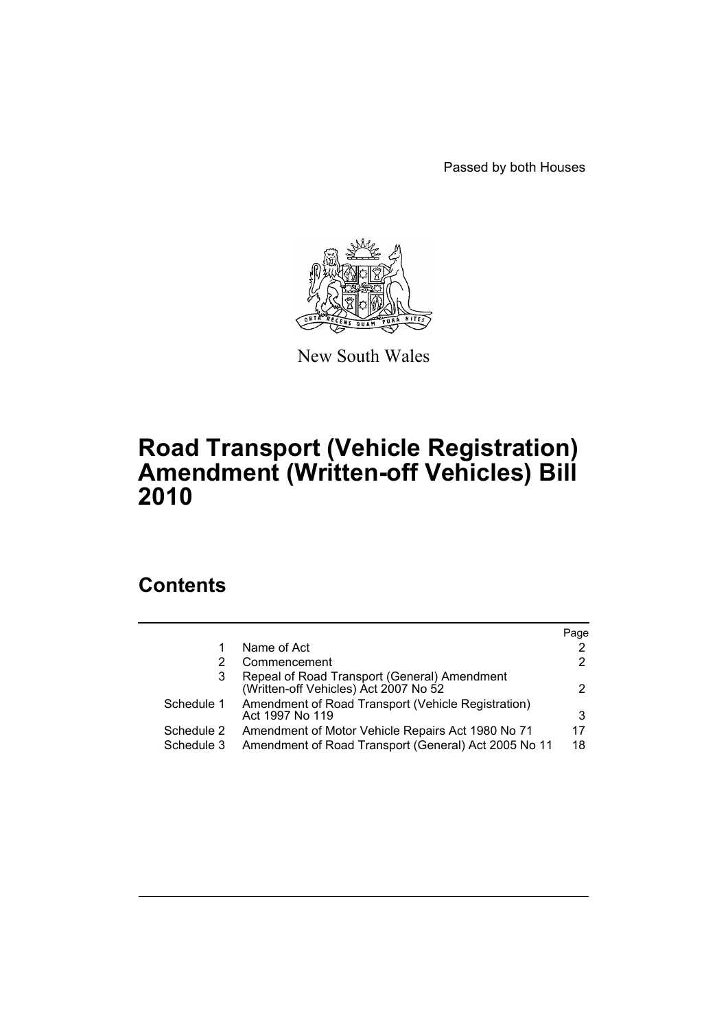Passed by both Houses

New South Wales

# Road Transport (Vehicle Registration) Amendment (Written-off Vehicles) Bill 2010

## Contents

| | | Page |
|---|---|---|
| 1 | Name of Act | 2 |
| 2 | Commencement | 2 |
| 3 | Repeal of Road Transport (General) Amendment (Written-off Vehicles) Act 2007 No 52 | 2 |
| Schedule 1 | Amendment of Road Transport (Vehicle Registration) Act 1997 No 119 | 3 |
| Schedule 2 | Amendment of Motor Vehicle Repairs Act 1980 No 71 | 17 |
| Schedule 3 | Amendment of Road Transport (General) Act 2005 No 11 | 18 |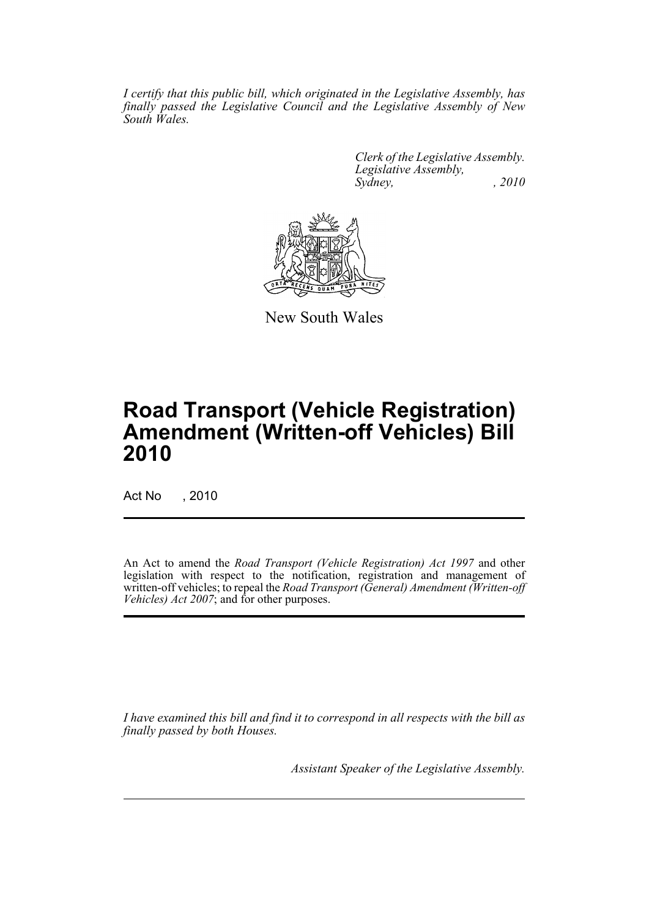*I certify that this public bill, which originated in the Legislative Assembly, has finally passed the Legislative Council and the Legislative Assembly of New South Wales.*

*Clerk of the Legislative Assembly.*
*Legislative Assembly,*
*Sydney, , 2010*

New South Wales

# Road Transport (Vehicle Registration) Amendment (Written-off Vehicles) Bill 2010

Act No , 2010

An Act to amend the *Road Transport (Vehicle Registration) Act 1997* and other legislation with respect to the notification, registration and management of written-off vehicles; to repeal the *Road Transport (General) Amendment (Written-off Vehicles) Act 2007*; and for other purposes.

*I have examined this bill and find it to correspond in all respects with the bill as finally passed by both Houses.*

*Assistant Speaker of the Legislative Assembly.*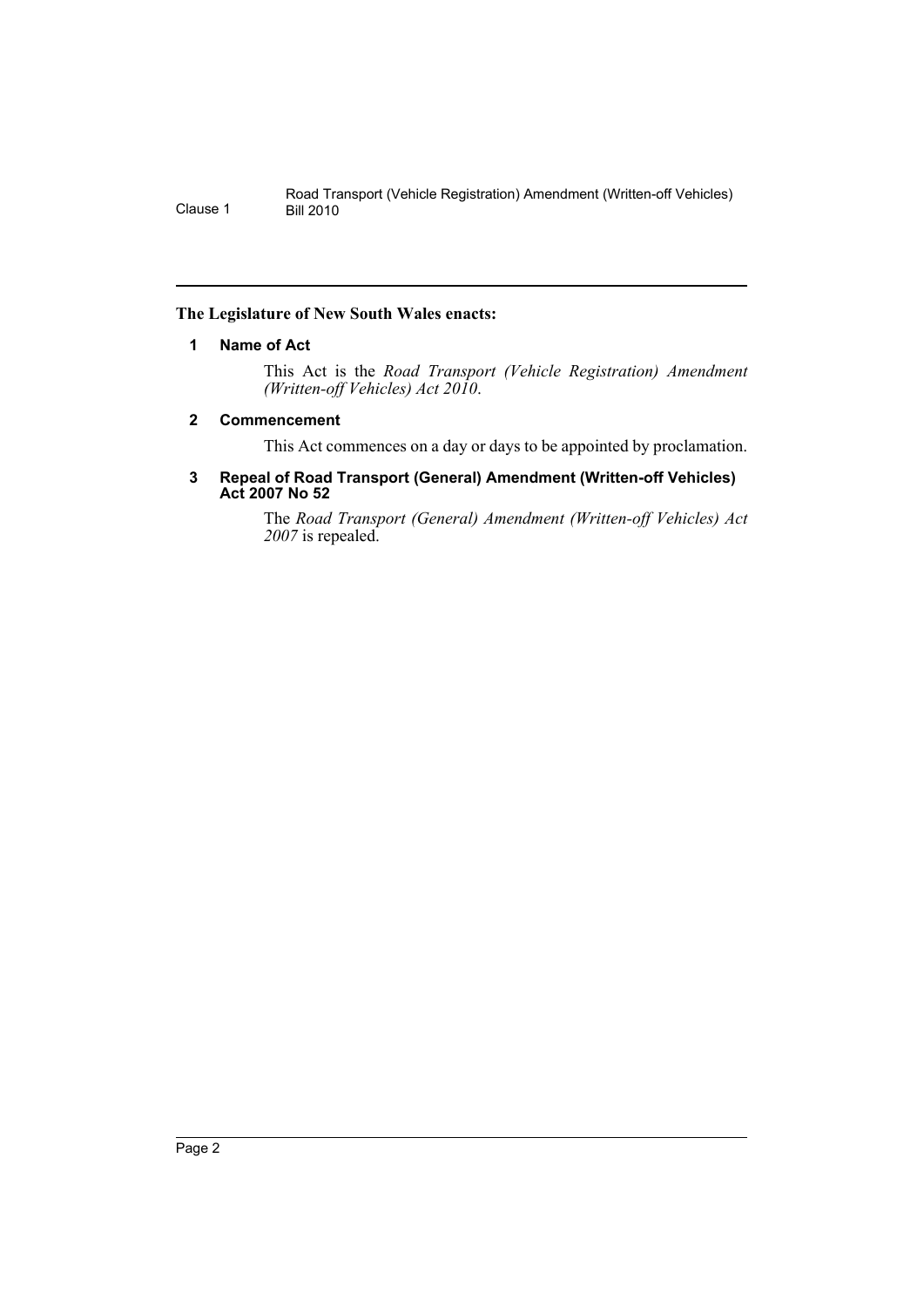**The Legislature of New South Wales enacts:**

#### 1 Name of Act

This Act is the *Road Transport (Vehicle Registration) Amendment (Written-off Vehicles) Act 2010*.

#### 2 Commencement

This Act commences on a day or days to be appointed by proclamation.

#### 3 Repeal of Road Transport (General) Amendment (Written-off Vehicles) Act 2007 No 52

The *Road Transport (General) Amendment (Written-off Vehicles) Act 2007* is repealed.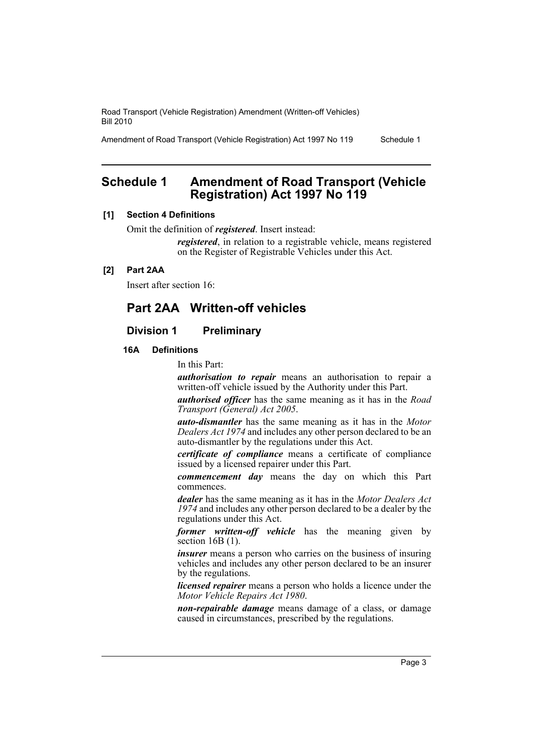# Schedule 1 Amendment of Road Transport (Vehicle Registration) Act 1997 No 119

**[1] Section 4 Definitions**

Omit the definition of ***registered***. Insert instead:

> ***registered***, in relation to a registrable vehicle, means registered on the Register of Registrable Vehicles under this Act.

**[2] Part 2AA**

Insert after section 16:

## Part 2AA Written-off vehicles

### Division 1 Preliminary

#### 16A Definitions

In this Part:

***authorisation to repair*** means an authorisation to repair a written-off vehicle issued by the Authority under this Part.

***authorised officer*** has the same meaning as it has in the *Road Transport (General) Act 2005*.

***auto-dismantler*** has the same meaning as it has in the *Motor Dealers Act 1974* and includes any other person declared to be an auto-dismantler by the regulations under this Act.

***certificate of compliance*** means a certificate of compliance issued by a licensed repairer under this Part.

***commencement day*** means the day on which this Part commences.

***dealer*** has the same meaning as it has in the *Motor Dealers Act 1974* and includes any other person declared to be a dealer by the regulations under this Act.

***former written-off vehicle*** has the meaning given by section 16B (1).

***insurer*** means a person who carries on the business of insuring vehicles and includes any other person declared to be an insurer by the regulations.

***licensed repairer*** means a person who holds a licence under the *Motor Vehicle Repairs Act 1980*.

***non-repairable damage*** means damage of a class, or damage caused in circumstances, prescribed by the regulations.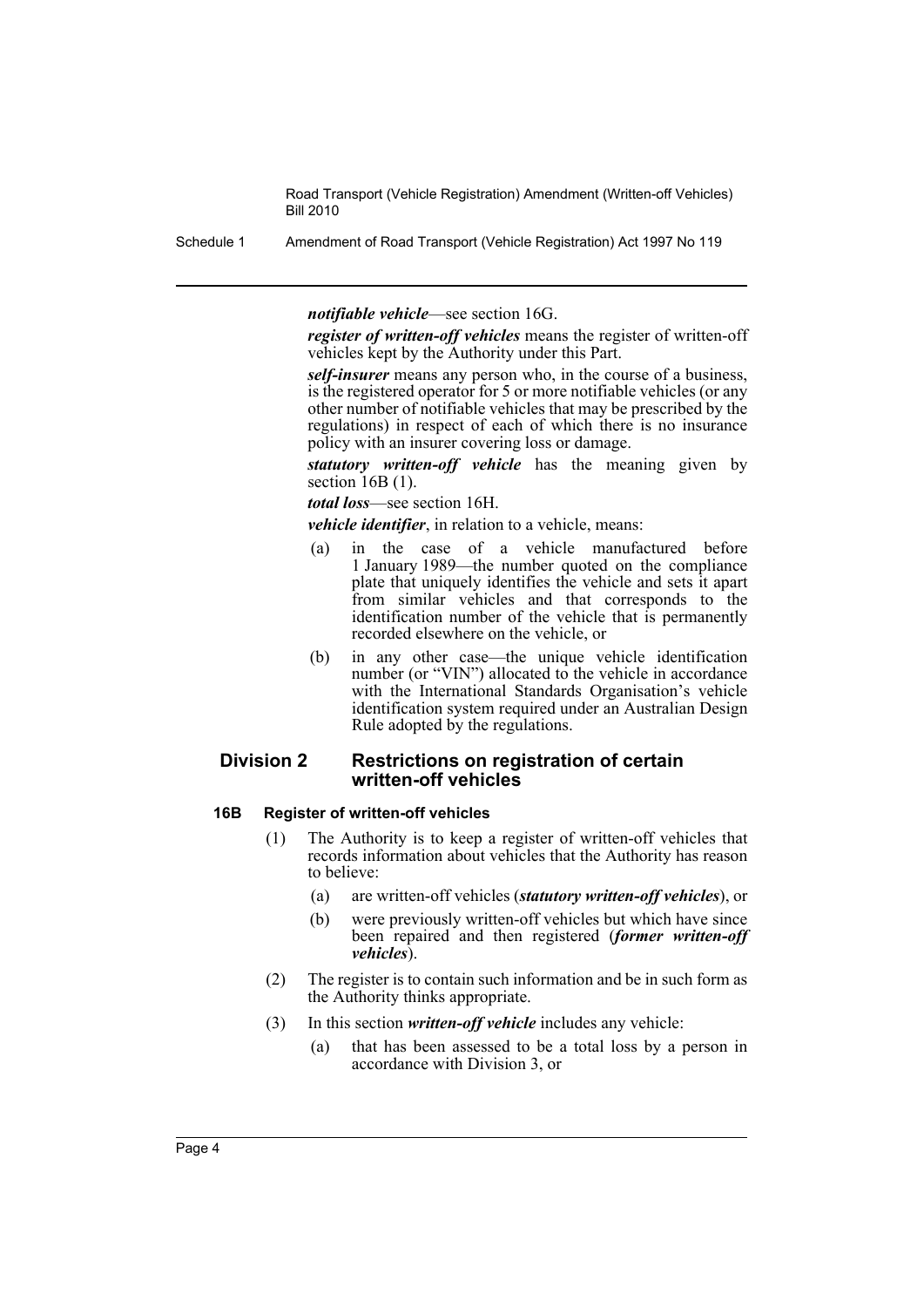***notifiable vehicle***—see section 16G.

***register of written-off vehicles*** means the register of written-off vehicles kept by the Authority under this Part.

***self-insurer*** means any person who, in the course of a business, is the registered operator for 5 or more notifiable vehicles (or any other number of notifiable vehicles that may be prescribed by the regulations) in respect of each of which there is no insurance policy with an insurer covering loss or damage.

***statutory written-off vehicle*** has the meaning given by section 16B (1).

***total loss***—see section 16H.

***vehicle identifier***, in relation to a vehicle, means:

- (a) in the case of a vehicle manufactured before 1 January 1989—the number quoted on the compliance plate that uniquely identifies the vehicle and sets it apart from similar vehicles and that corresponds to the identification number of the vehicle that is permanently recorded elsewhere on the vehicle, or
- (b) in any other case—the unique vehicle identification number (or "VIN") allocated to the vehicle in accordance with the International Standards Organisation's vehicle identification system required under an Australian Design Rule adopted by the regulations.

## Division 2 Restrictions on registration of certain written-off vehicles

### 16B Register of written-off vehicles

(1) The Authority is to keep a register of written-off vehicles that records information about vehicles that the Authority has reason to believe:

- (a) are written-off vehicles (***statutory written-off vehicles***), or
- (b) were previously written-off vehicles but which have since been repaired and then registered (***former written-off vehicles***).

(2) The register is to contain such information and be in such form as the Authority thinks appropriate.

(3) In this section ***written-off vehicle*** includes any vehicle:

- (a) that has been assessed to be a total loss by a person in accordance with Division 3, or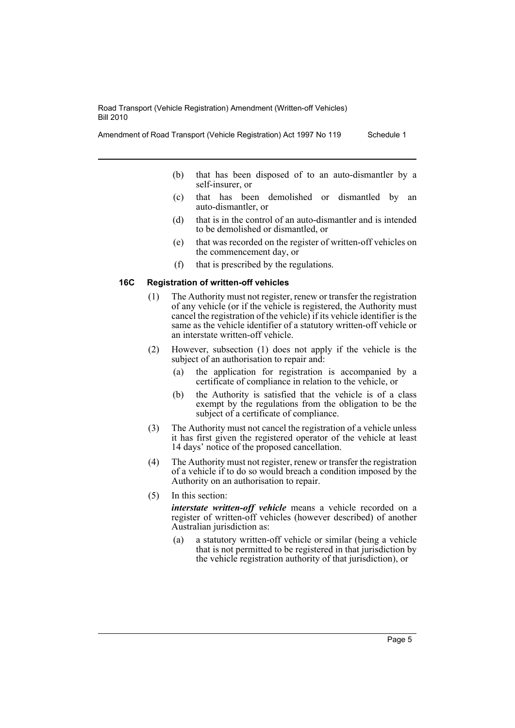(b) that has been disposed of to an auto-dismantler by a self-insurer, or

(c) that has been demolished or dismantled by an auto-dismantler, or

(d) that is in the control of an auto-dismantler and is intended to be demolished or dismantled, or

(e) that was recorded on the register of written-off vehicles on the commencement day, or

(f) that is prescribed by the regulations.

### 16C Registration of written-off vehicles

(1) The Authority must not register, renew or transfer the registration of any vehicle (or if the vehicle is registered, the Authority must cancel the registration of the vehicle) if its vehicle identifier is the same as the vehicle identifier of a statutory written-off vehicle or an interstate written-off vehicle.

(2) However, subsection (1) does not apply if the vehicle is the subject of an authorisation to repair and:

(a) the application for registration is accompanied by a certificate of compliance in relation to the vehicle, or

(b) the Authority is satisfied that the vehicle is of a class exempt by the regulations from the obligation to be the subject of a certificate of compliance.

(3) The Authority must not cancel the registration of a vehicle unless it has first given the registered operator of the vehicle at least 14 days' notice of the proposed cancellation.

(4) The Authority must not register, renew or transfer the registration of a vehicle if to do so would breach a condition imposed by the Authority on an authorisation to repair.

(5) In this section:

***interstate written-off vehicle*** means a vehicle recorded on a register of written-off vehicles (however described) of another Australian jurisdiction as:

(a) a statutory written-off vehicle or similar (being a vehicle that is not permitted to be registered in that jurisdiction by the vehicle registration authority of that jurisdiction), or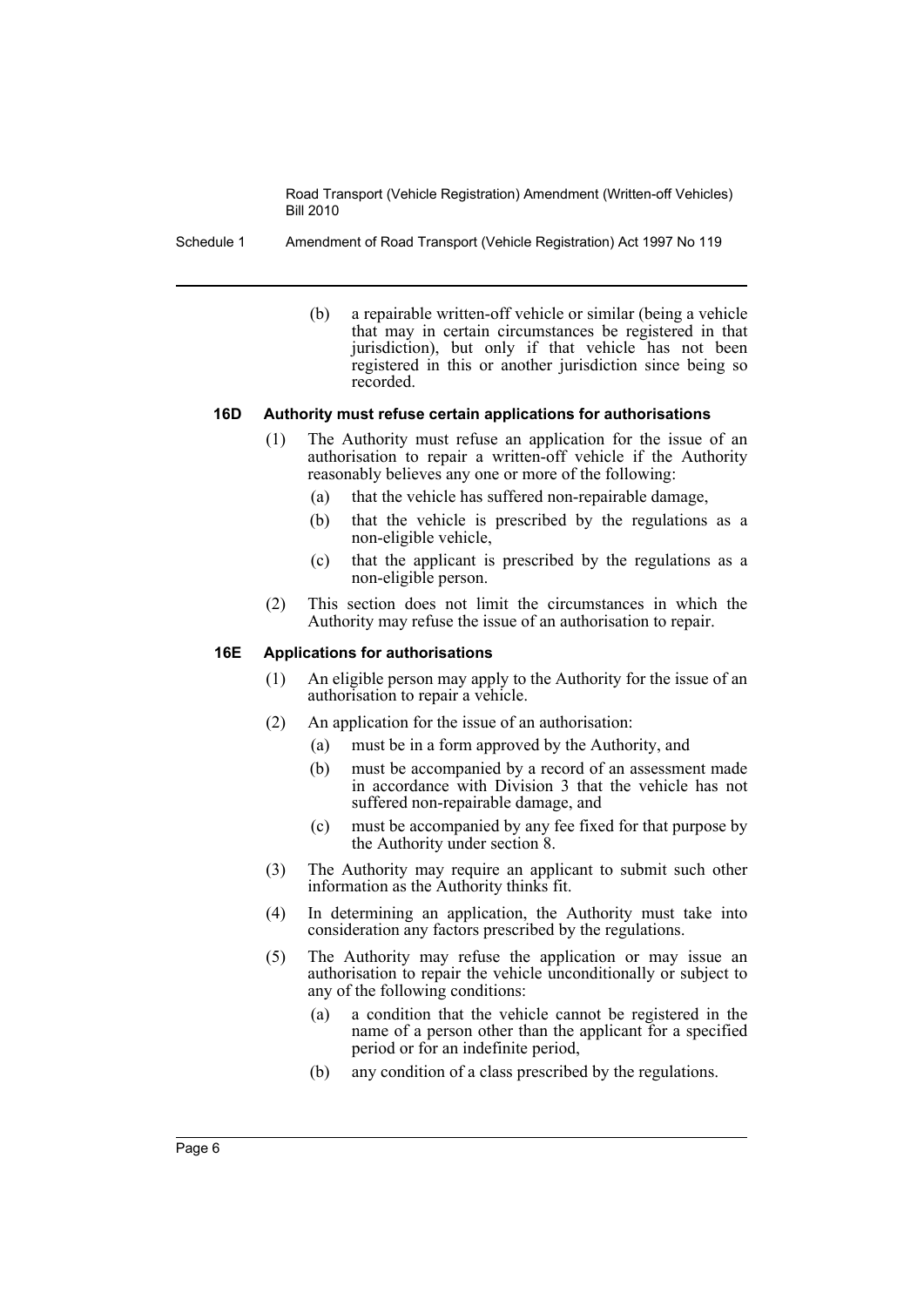(b) a repairable written-off vehicle or similar (being a vehicle that may in certain circumstances be registered in that jurisdiction), but only if that vehicle has not been registered in this or another jurisdiction since being so recorded.

### 16D Authority must refuse certain applications for authorisations

(1) The Authority must refuse an application for the issue of an authorisation to repair a written-off vehicle if the Authority reasonably believes any one or more of the following:

- (a) that the vehicle has suffered non-repairable damage,
- (b) that the vehicle is prescribed by the regulations as a non-eligible vehicle,
- (c) that the applicant is prescribed by the regulations as a non-eligible person.

(2) This section does not limit the circumstances in which the Authority may refuse the issue of an authorisation to repair.

### 16E Applications for authorisations

(1) An eligible person may apply to the Authority for the issue of an authorisation to repair a vehicle.

(2) An application for the issue of an authorisation:

- (a) must be in a form approved by the Authority, and
- (b) must be accompanied by a record of an assessment made in accordance with Division 3 that the vehicle has not suffered non-repairable damage, and
- (c) must be accompanied by any fee fixed for that purpose by the Authority under section 8.

(3) The Authority may require an applicant to submit such other information as the Authority thinks fit.

(4) In determining an application, the Authority must take into consideration any factors prescribed by the regulations.

(5) The Authority may refuse the application or may issue an authorisation to repair the vehicle unconditionally or subject to any of the following conditions:

- (a) a condition that the vehicle cannot be registered in the name of a person other than the applicant for a specified period or for an indefinite period,
- (b) any condition of a class prescribed by the regulations.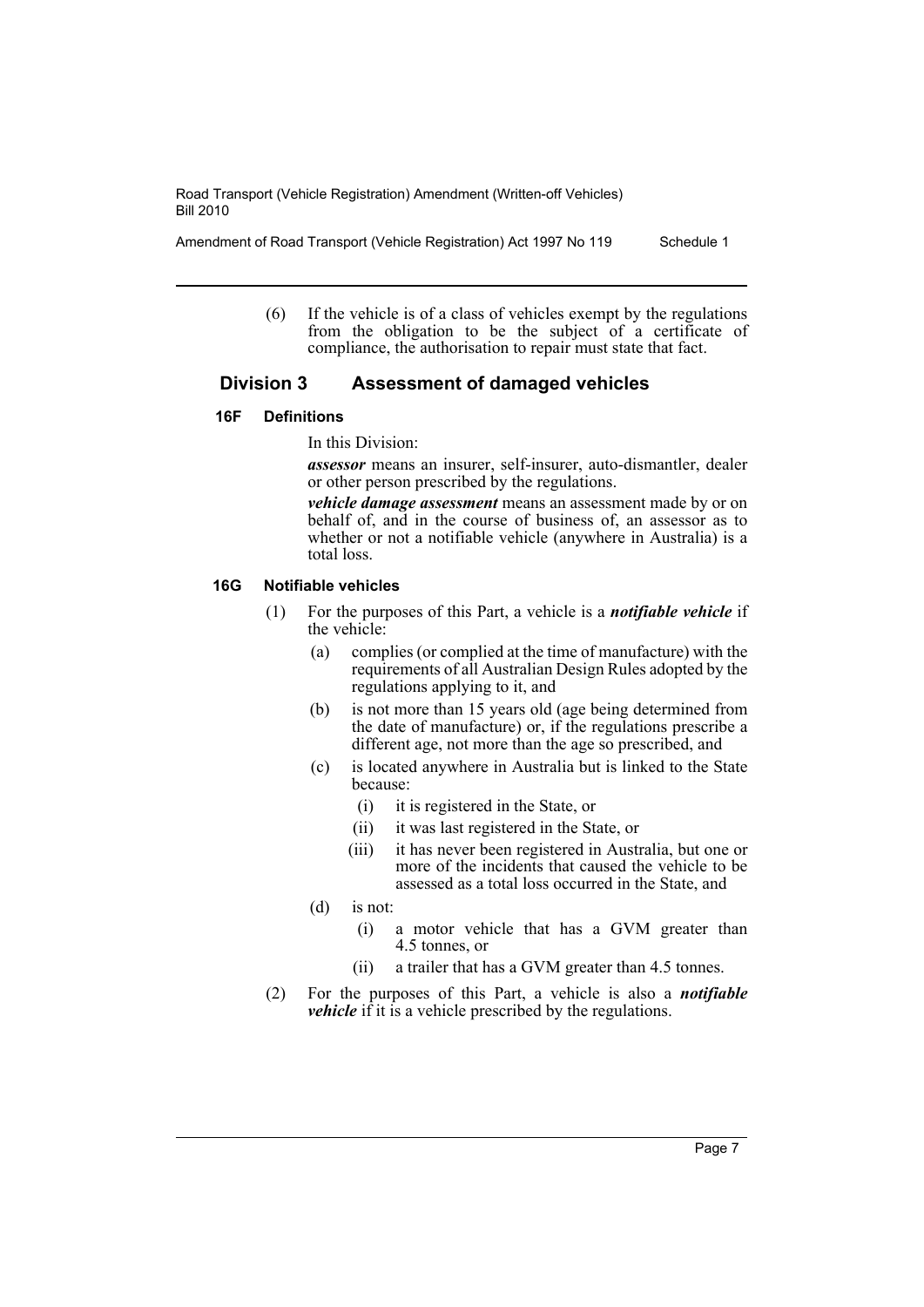(6) If the vehicle is of a class of vehicles exempt by the regulations from the obligation to be the subject of a certificate of compliance, the authorisation to repair must state that fact.

## Division 3 Assessment of damaged vehicles

### 16F Definitions

In this Division:

***assessor*** means an insurer, self-insurer, auto-dismantler, dealer or other person prescribed by the regulations.

***vehicle damage assessment*** means an assessment made by or on behalf of, and in the course of business of, an assessor as to whether or not a notifiable vehicle (anywhere in Australia) is a total loss.

### 16G Notifiable vehicles

(1) For the purposes of this Part, a vehicle is a ***notifiable vehicle*** if the vehicle:

- (a) complies (or complied at the time of manufacture) with the requirements of all Australian Design Rules adopted by the regulations applying to it, and
- (b) is not more than 15 years old (age being determined from the date of manufacture) or, if the regulations prescribe a different age, not more than the age so prescribed, and
- (c) is located anywhere in Australia but is linked to the State because:
  - (i) it is registered in the State, or
  - (ii) it was last registered in the State, or
  - (iii) it has never been registered in Australia, but one or more of the incidents that caused the vehicle to be assessed as a total loss occurred in the State, and
- (d) is not:
  - (i) a motor vehicle that has a GVM greater than 4.5 tonnes, or
  - (ii) a trailer that has a GVM greater than 4.5 tonnes.

(2) For the purposes of this Part, a vehicle is also a ***notifiable vehicle*** if it is a vehicle prescribed by the regulations.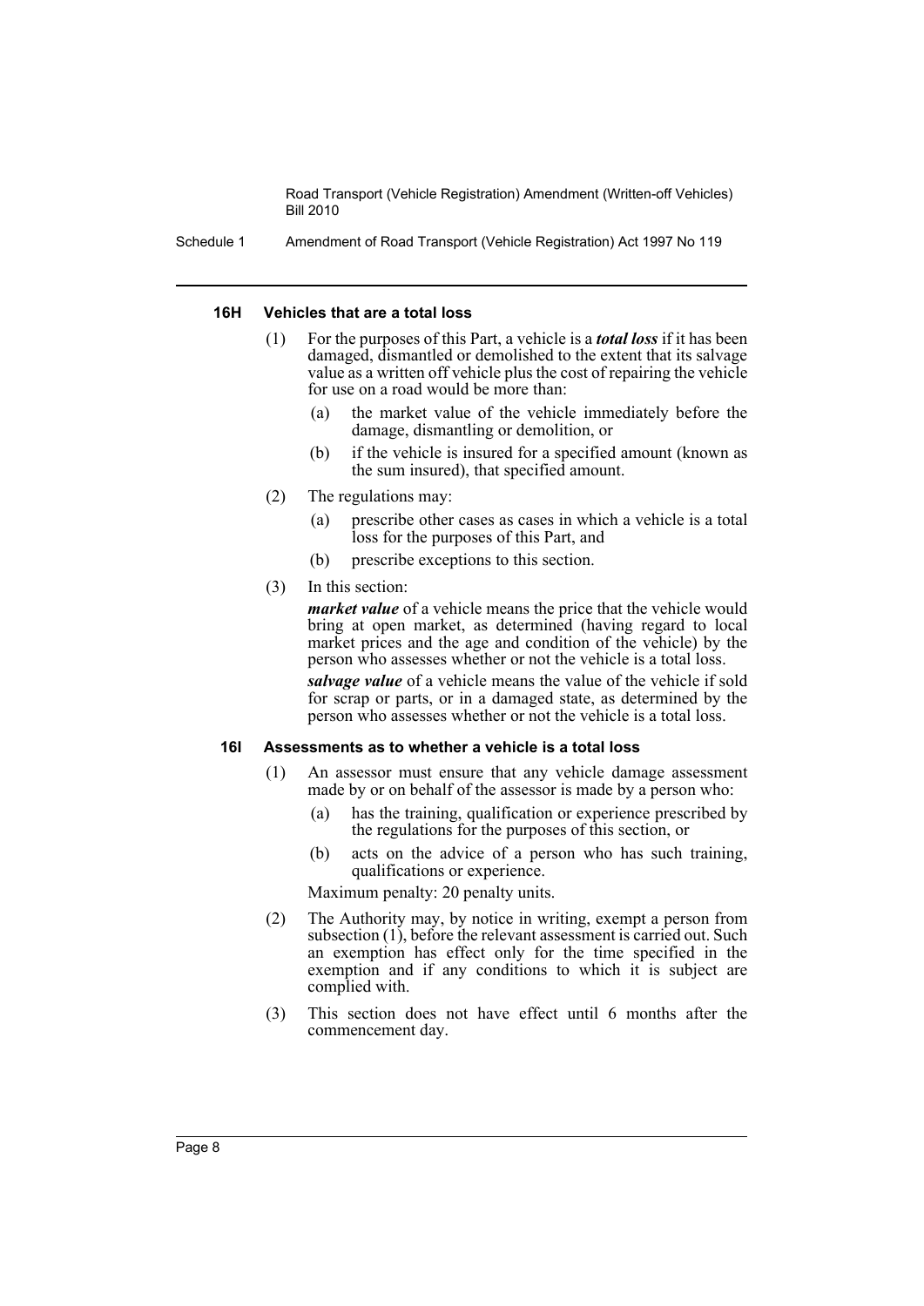#### 16H Vehicles that are a total loss

(1) For the purposes of this Part, a vehicle is a ***total loss*** if it has been damaged, dismantled or demolished to the extent that its salvage value as a written off vehicle plus the cost of repairing the vehicle for use on a road would be more than:

(a) the market value of the vehicle immediately before the damage, dismantling or demolition, or

(b) if the vehicle is insured for a specified amount (known as the sum insured), that specified amount.

(2) The regulations may:

(a) prescribe other cases as cases in which a vehicle is a total loss for the purposes of this Part, and

(b) prescribe exceptions to this section.

(3) In this section:

***market value*** of a vehicle means the price that the vehicle would bring at open market, as determined (having regard to local market prices and the age and condition of the vehicle) by the person who assesses whether or not the vehicle is a total loss.

***salvage value*** of a vehicle means the value of the vehicle if sold for scrap or parts, or in a damaged state, as determined by the person who assesses whether or not the vehicle is a total loss.

#### 16I Assessments as to whether a vehicle is a total loss

(1) An assessor must ensure that any vehicle damage assessment made by or on behalf of the assessor is made by a person who:

(a) has the training, qualification or experience prescribed by the regulations for the purposes of this section, or

(b) acts on the advice of a person who has such training, qualifications or experience.

Maximum penalty: 20 penalty units.

(2) The Authority may, by notice in writing, exempt a person from subsection (1), before the relevant assessment is carried out. Such an exemption has effect only for the time specified in the exemption and if any conditions to which it is subject are complied with.

(3) This section does not have effect until 6 months after the commencement day.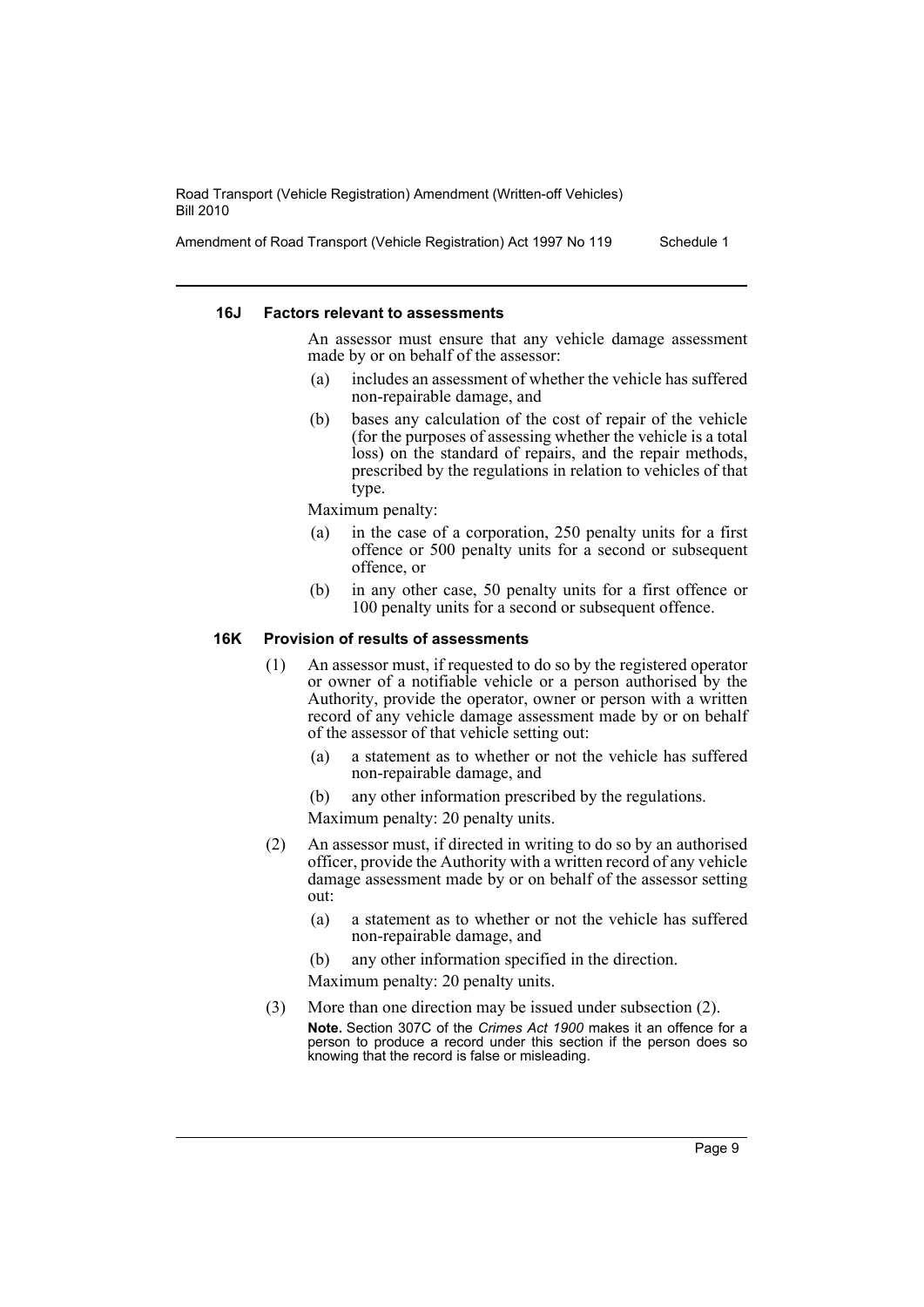#### 16J Factors relevant to assessments

An assessor must ensure that any vehicle damage assessment made by or on behalf of the assessor:

(a) includes an assessment of whether the vehicle has suffered non-repairable damage, and

(b) bases any calculation of the cost of repair of the vehicle (for the purposes of assessing whether the vehicle is a total loss) on the standard of repairs, and the repair methods, prescribed by the regulations in relation to vehicles of that type.

Maximum penalty:

(a) in the case of a corporation, 250 penalty units for a first offence or 500 penalty units for a second or subsequent offence, or

(b) in any other case, 50 penalty units for a first offence or 100 penalty units for a second or subsequent offence.

#### 16K Provision of results of assessments

(1) An assessor must, if requested to do so by the registered operator or owner of a notifiable vehicle or a person authorised by the Authority, provide the operator, owner or person with a written record of any vehicle damage assessment made by or on behalf of the assessor of that vehicle setting out:

(a) a statement as to whether or not the vehicle has suffered non-repairable damage, and

(b) any other information prescribed by the regulations.

Maximum penalty: 20 penalty units.

(2) An assessor must, if directed in writing to do so by an authorised officer, provide the Authority with a written record of any vehicle damage assessment made by or on behalf of the assessor setting out:

(a) a statement as to whether or not the vehicle has suffered non-repairable damage, and

(b) any other information specified in the direction.

Maximum penalty: 20 penalty units.

(3) More than one direction may be issued under subsection (2).

**Note.** Section 307C of the *Crimes Act 1900* makes it an offence for a person to produce a record under this section if the person does so knowing that the record is false or misleading.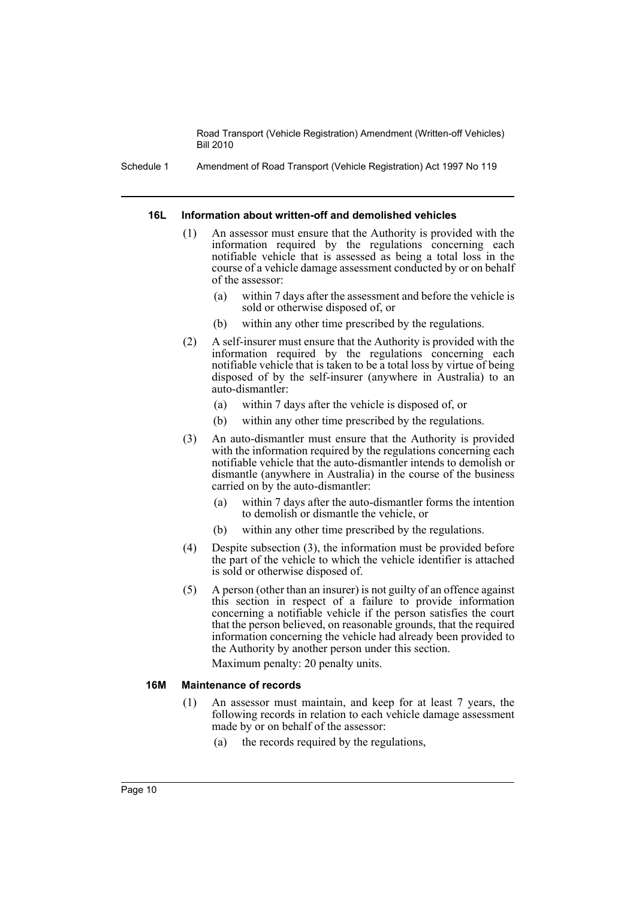#### 16L Information about written-off and demolished vehicles

(1) An assessor must ensure that the Authority is provided with the information required by the regulations concerning each notifiable vehicle that is assessed as being a total loss in the course of a vehicle damage assessment conducted by or on behalf of the assessor:

- (a) within 7 days after the assessment and before the vehicle is sold or otherwise disposed of, or
- (b) within any other time prescribed by the regulations.

(2) A self-insurer must ensure that the Authority is provided with the information required by the regulations concerning each notifiable vehicle that is taken to be a total loss by virtue of being disposed of by the self-insurer (anywhere in Australia) to an auto-dismantler:

- (a) within 7 days after the vehicle is disposed of, or
- (b) within any other time prescribed by the regulations.

(3) An auto-dismantler must ensure that the Authority is provided with the information required by the regulations concerning each notifiable vehicle that the auto-dismantler intends to demolish or dismantle (anywhere in Australia) in the course of the business carried on by the auto-dismantler:

- (a) within 7 days after the auto-dismantler forms the intention to demolish or dismantle the vehicle, or
- (b) within any other time prescribed by the regulations.

(4) Despite subsection (3), the information must be provided before the part of the vehicle to which the vehicle identifier is attached is sold or otherwise disposed of.

(5) A person (other than an insurer) is not guilty of an offence against this section in respect of a failure to provide information concerning a notifiable vehicle if the person satisfies the court that the person believed, on reasonable grounds, that the required information concerning the vehicle had already been provided to the Authority by another person under this section.

Maximum penalty: 20 penalty units.

#### 16M Maintenance of records

(1) An assessor must maintain, and keep for at least 7 years, the following records in relation to each vehicle damage assessment made by or on behalf of the assessor:

- (a) the records required by the regulations,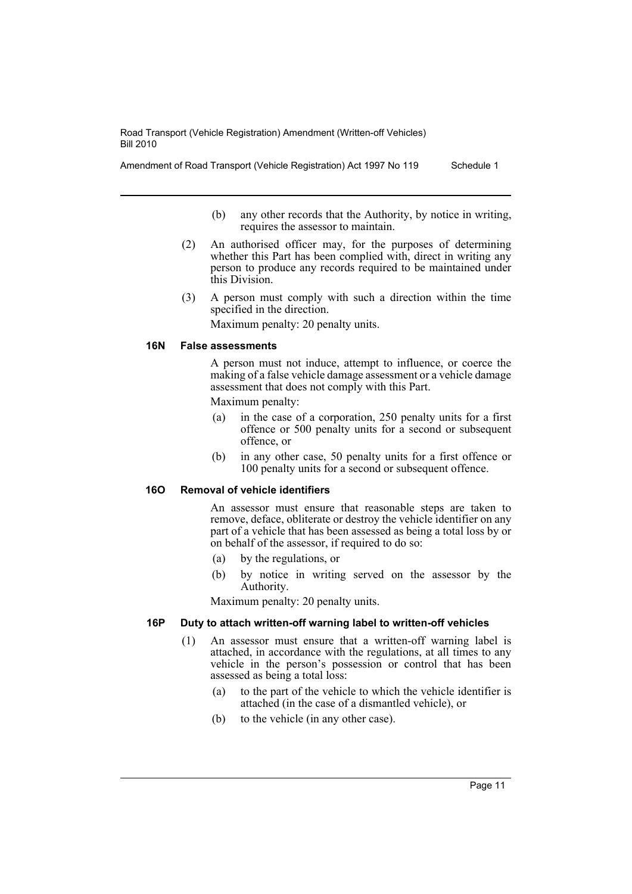(b) any other records that the Authority, by notice in writing, requires the assessor to maintain.

(2) An authorised officer may, for the purposes of determining whether this Part has been complied with, direct in writing any person to produce any records required to be maintained under this Division.

(3) A person must comply with such a direction within the time specified in the direction.

Maximum penalty: 20 penalty units.

#### 16N False assessments

A person must not induce, attempt to influence, or coerce the making of a false vehicle damage assessment or a vehicle damage assessment that does not comply with this Part.

Maximum penalty:

(a) in the case of a corporation, 250 penalty units for a first offence or 500 penalty units for a second or subsequent offence, or

(b) in any other case, 50 penalty units for a first offence or 100 penalty units for a second or subsequent offence.

#### 16O Removal of vehicle identifiers

An assessor must ensure that reasonable steps are taken to remove, deface, obliterate or destroy the vehicle identifier on any part of a vehicle that has been assessed as being a total loss by or on behalf of the assessor, if required to do so:

(a) by the regulations, or

(b) by notice in writing served on the assessor by the Authority.

Maximum penalty: 20 penalty units.

#### 16P Duty to attach written-off warning label to written-off vehicles

(1) An assessor must ensure that a written-off warning label is attached, in accordance with the regulations, at all times to any vehicle in the person's possession or control that has been assessed as being a total loss:

(a) to the part of the vehicle to which the vehicle identifier is attached (in the case of a dismantled vehicle), or

(b) to the vehicle (in any other case).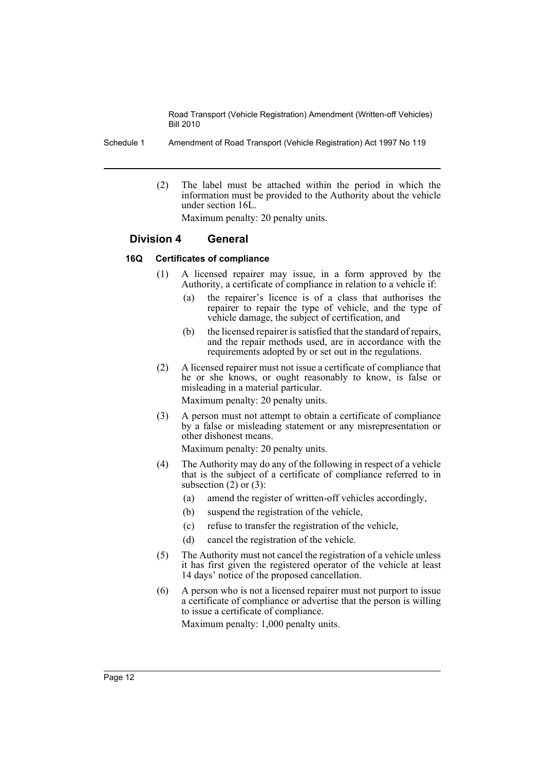(2) The label must be attached within the period in which the information must be provided to the Authority about the vehicle under section 16L.

Maximum penalty: 20 penalty units.

## Division 4 General

### 16Q Certificates of compliance

(1) A licensed repairer may issue, in a form approved by the Authority, a certificate of compliance in relation to a vehicle if:

- (a) the repairer's licence is of a class that authorises the repairer to repair the type of vehicle, and the type of vehicle damage, the subject of certification, and
- (b) the licensed repairer is satisfied that the standard of repairs, and the repair methods used, are in accordance with the requirements adopted by or set out in the regulations.

(2) A licensed repairer must not issue a certificate of compliance that he or she knows, or ought reasonably to know, is false or misleading in a material particular.

Maximum penalty: 20 penalty units.

(3) A person must not attempt to obtain a certificate of compliance by a false or misleading statement or any misrepresentation or other dishonest means.

Maximum penalty: 20 penalty units.

(4) The Authority may do any of the following in respect of a vehicle that is the subject of a certificate of compliance referred to in subsection (2) or (3):

- (a) amend the register of written-off vehicles accordingly,
- (b) suspend the registration of the vehicle,
- (c) refuse to transfer the registration of the vehicle,
- (d) cancel the registration of the vehicle.

(5) The Authority must not cancel the registration of a vehicle unless it has first given the registered operator of the vehicle at least 14 days' notice of the proposed cancellation.

(6) A person who is not a licensed repairer must not purport to issue a certificate of compliance or advertise that the person is willing to issue a certificate of compliance.

Maximum penalty: 1,000 penalty units.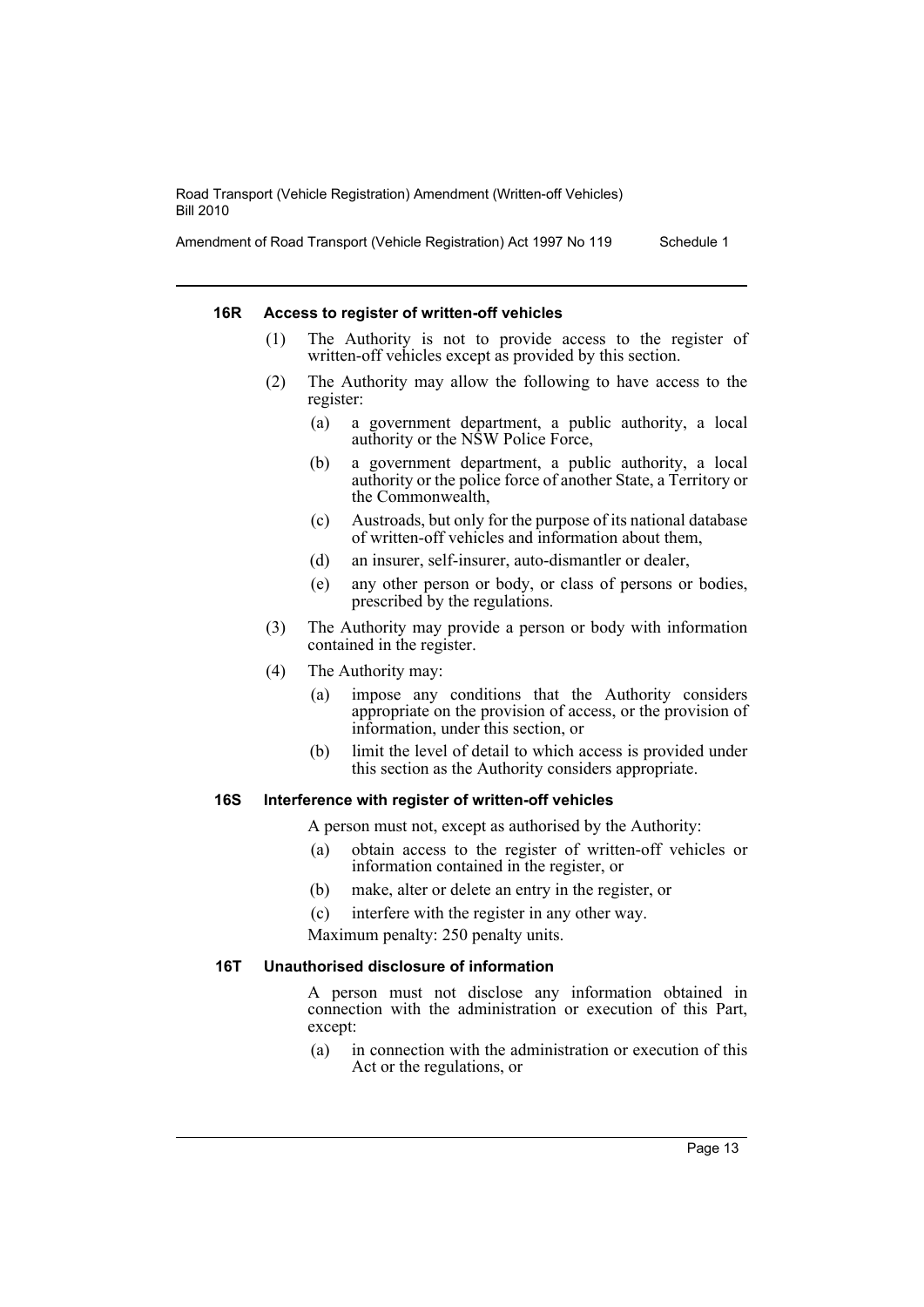#### 16R Access to register of written-off vehicles

(1) The Authority is not to provide access to the register of written-off vehicles except as provided by this section.

(2) The Authority may allow the following to have access to the register:

(a) a government department, a public authority, a local authority or the NSW Police Force,

(b) a government department, a public authority, a local authority or the police force of another State, a Territory or the Commonwealth,

(c) Austroads, but only for the purpose of its national database of written-off vehicles and information about them,

(d) an insurer, self-insurer, auto-dismantler or dealer,

(e) any other person or body, or class of persons or bodies, prescribed by the regulations.

(3) The Authority may provide a person or body with information contained in the register.

(4) The Authority may:

(a) impose any conditions that the Authority considers appropriate on the provision of access, or the provision of information, under this section, or

(b) limit the level of detail to which access is provided under this section as the Authority considers appropriate.

#### 16S Interference with register of written-off vehicles

A person must not, except as authorised by the Authority:

(a) obtain access to the register of written-off vehicles or information contained in the register, or

(b) make, alter or delete an entry in the register, or

(c) interfere with the register in any other way.

Maximum penalty: 250 penalty units.

#### 16T Unauthorised disclosure of information

A person must not disclose any information obtained in connection with the administration or execution of this Part, except:

(a) in connection with the administration or execution of this Act or the regulations, or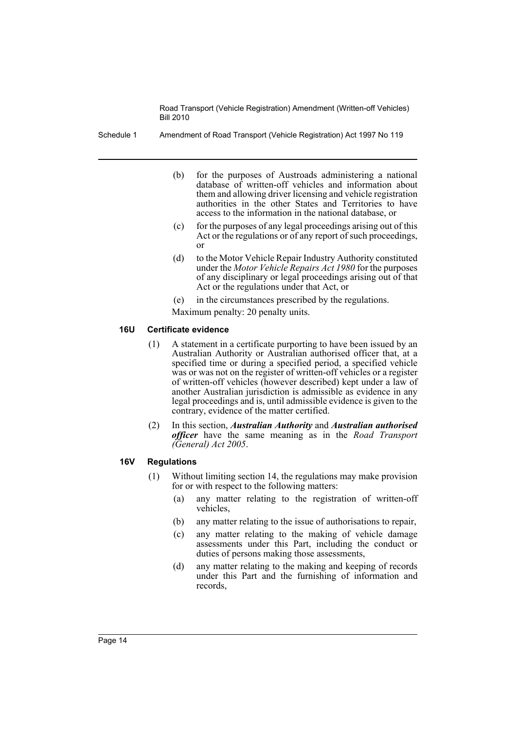(b) for the purposes of Austroads administering a national database of written-off vehicles and information about them and allowing driver licensing and vehicle registration authorities in the other States and Territories to have access to the information in the national database, or

(c) for the purposes of any legal proceedings arising out of this Act or the regulations or of any report of such proceedings, or

(d) to the Motor Vehicle Repair Industry Authority constituted under the *Motor Vehicle Repairs Act 1980* for the purposes of any disciplinary or legal proceedings arising out of that Act or the regulations under that Act, or

(e) in the circumstances prescribed by the regulations.

Maximum penalty: 20 penalty units.

#### 16U Certificate evidence

(1) A statement in a certificate purporting to have been issued by an Australian Authority or Australian authorised officer that, at a specified time or during a specified period, a specified vehicle was or was not on the register of written-off vehicles or a register of written-off vehicles (however described) kept under a law of another Australian jurisdiction is admissible as evidence in any legal proceedings and is, until admissible evidence is given to the contrary, evidence of the matter certified.

(2) In this section, ***Australian Authority*** and ***Australian authorised officer*** have the same meaning as in the *Road Transport (General) Act 2005*.

#### 16V Regulations

(1) Without limiting section 14, the regulations may make provision for or with respect to the following matters:

(a) any matter relating to the registration of written-off vehicles,

(b) any matter relating to the issue of authorisations to repair,

(c) any matter relating to the making of vehicle damage assessments under this Part, including the conduct or duties of persons making those assessments,

(d) any matter relating to the making and keeping of records under this Part and the furnishing of information and records,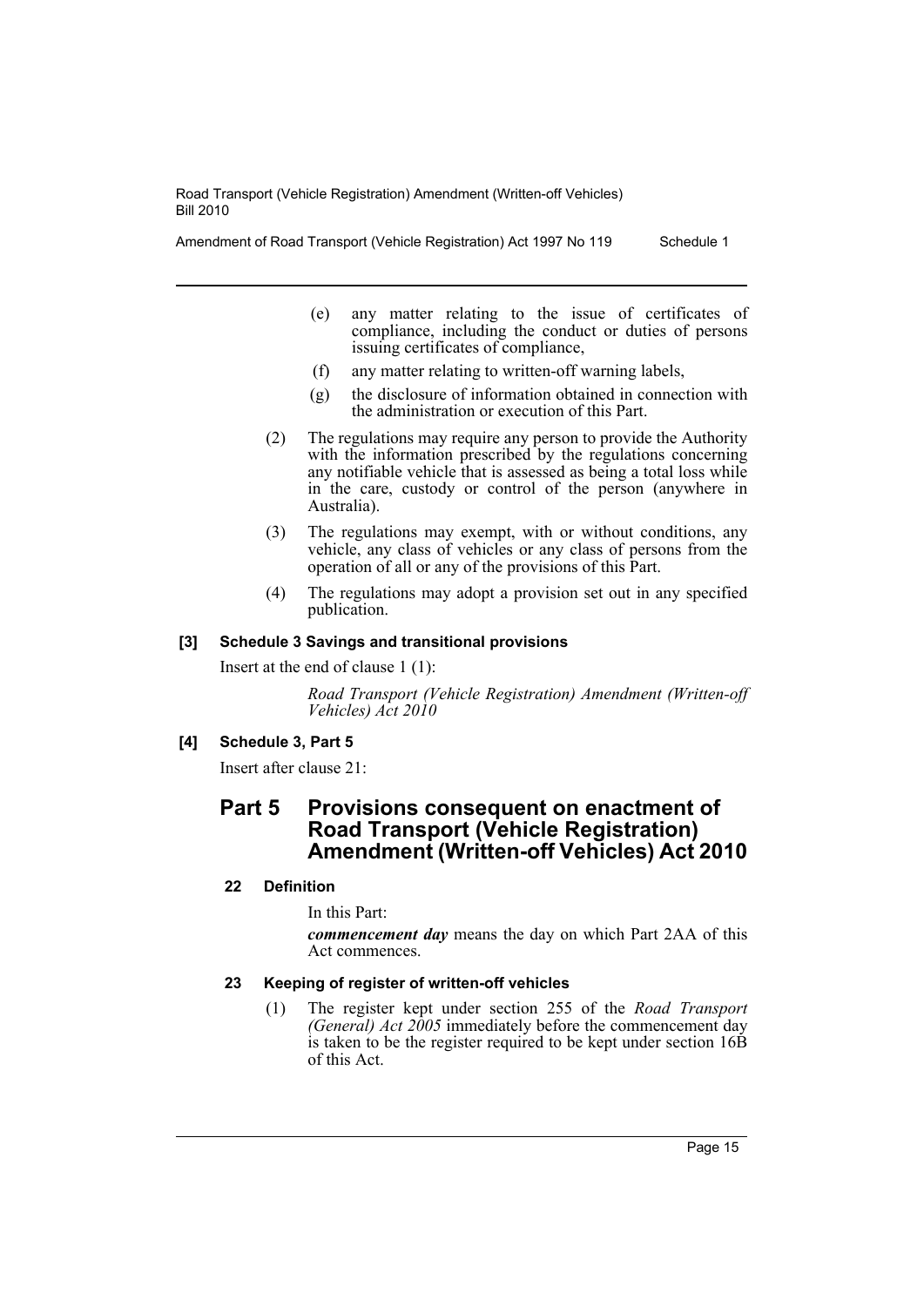(e) any matter relating to the issue of certificates of compliance, including the conduct or duties of persons issuing certificates of compliance,

(f) any matter relating to written-off warning labels,

(g) the disclosure of information obtained in connection with the administration or execution of this Part.

(2) The regulations may require any person to provide the Authority with the information prescribed by the regulations concerning any notifiable vehicle that is assessed as being a total loss while in the care, custody or control of the person (anywhere in Australia).

(3) The regulations may exempt, with or without conditions, any vehicle, any class of vehicles or any class of persons from the operation of all or any of the provisions of this Part.

(4) The regulations may adopt a provision set out in any specified publication.

#### [3] Schedule 3 Savings and transitional provisions

Insert at the end of clause 1 (1):

*Road Transport (Vehicle Registration) Amendment (Written-off Vehicles) Act 2010*

#### [4] Schedule 3, Part 5

Insert after clause 21:

## Part 5 Provisions consequent on enactment of Road Transport (Vehicle Registration) Amendment (Written-off Vehicles) Act 2010

#### 22 Definition

In this Part:

***commencement day*** means the day on which Part 2AA of this Act commences.

#### 23 Keeping of register of written-off vehicles

(1) The register kept under section 255 of the *Road Transport (General) Act 2005* immediately before the commencement day is taken to be the register required to be kept under section 16B of this Act.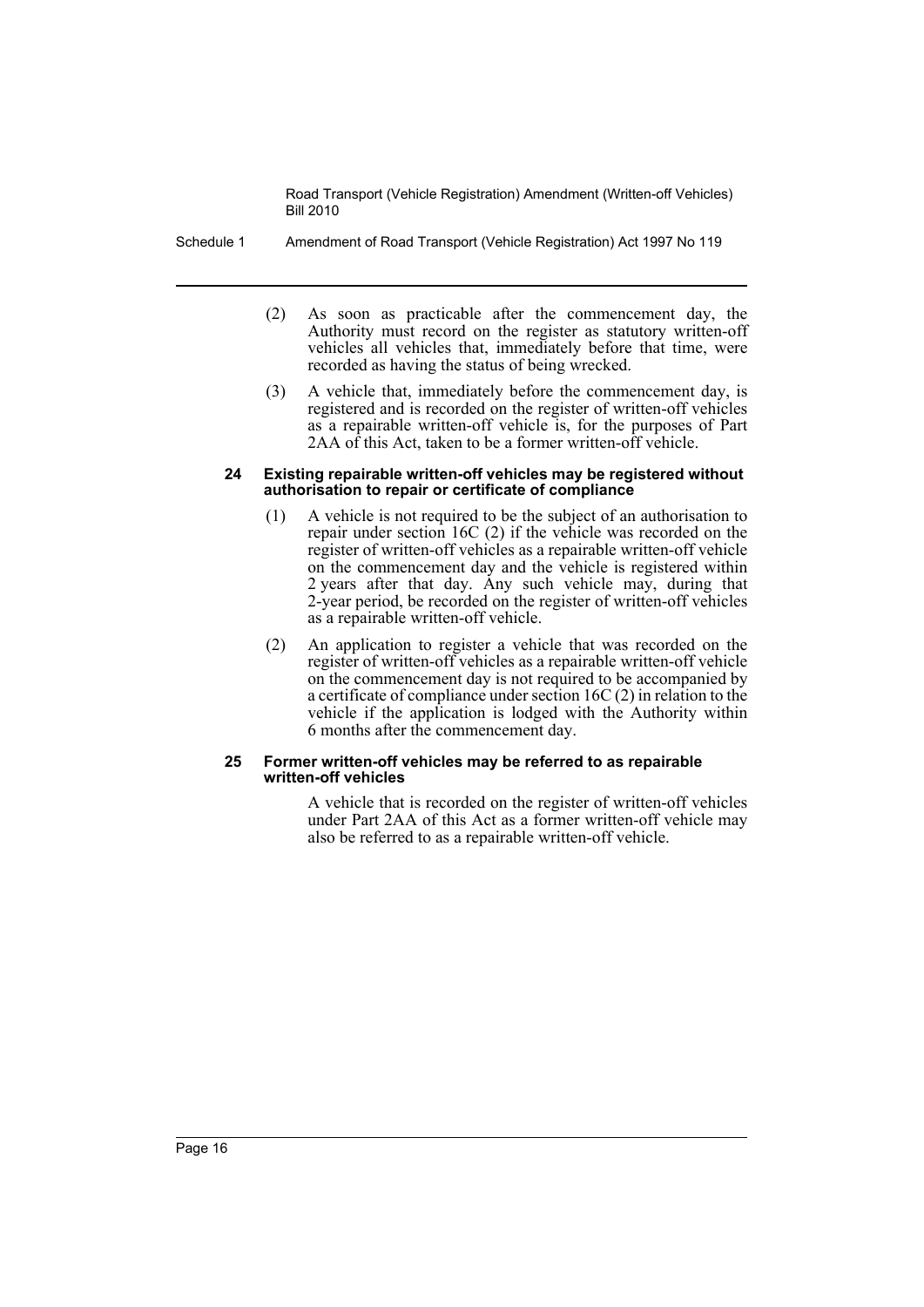(2) As soon as practicable after the commencement day, the Authority must record on the register as statutory written-off vehicles all vehicles that, immediately before that time, were recorded as having the status of being wrecked.

(3) A vehicle that, immediately before the commencement day, is registered and is recorded on the register of written-off vehicles as a repairable written-off vehicle is, for the purposes of Part 2AA of this Act, taken to be a former written-off vehicle.

#### 24 Existing repairable written-off vehicles may be registered without authorisation to repair or certificate of compliance

(1) A vehicle is not required to be the subject of an authorisation to repair under section 16C (2) if the vehicle was recorded on the register of written-off vehicles as a repairable written-off vehicle on the commencement day and the vehicle is registered within 2 years after that day. Any such vehicle may, during that 2-year period, be recorded on the register of written-off vehicles as a repairable written-off vehicle.

(2) An application to register a vehicle that was recorded on the register of written-off vehicles as a repairable written-off vehicle on the commencement day is not required to be accompanied by a certificate of compliance under section 16C (2) in relation to the vehicle if the application is lodged with the Authority within 6 months after the commencement day.

#### 25 Former written-off vehicles may be referred to as repairable written-off vehicles

A vehicle that is recorded on the register of written-off vehicles under Part 2AA of this Act as a former written-off vehicle may also be referred to as a repairable written-off vehicle.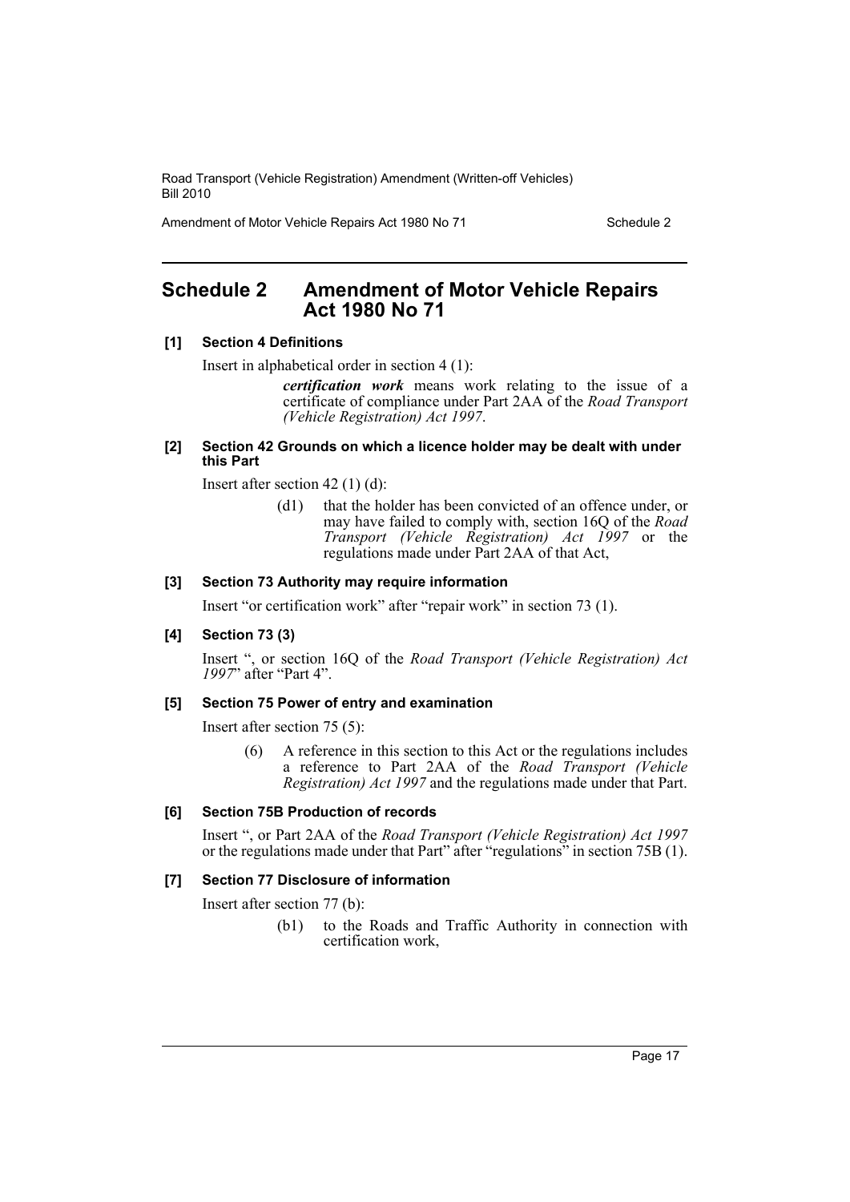## Schedule 2 Amendment of Motor Vehicle Repairs Act 1980 No 71

**[1] Section 4 Definitions**

Insert in alphabetical order in section 4 (1):

> ***certification work*** means work relating to the issue of a certificate of compliance under Part 2AA of the *Road Transport (Vehicle Registration) Act 1997*.

**[2] Section 42 Grounds on which a licence holder may be dealt with under this Part**

Insert after section 42 (1) (d):

> (d1) that the holder has been convicted of an offence under, or may have failed to comply with, section 16Q of the *Road Transport (Vehicle Registration) Act 1997* or the regulations made under Part 2AA of that Act,

**[3] Section 73 Authority may require information**

Insert "or certification work" after "repair work" in section 73 (1).

**[4] Section 73 (3)**

Insert ", or section 16Q of the *Road Transport (Vehicle Registration) Act 1997*" after "Part 4".

**[5] Section 75 Power of entry and examination**

Insert after section 75 (5):

> (6) A reference in this section to this Act or the regulations includes a reference to Part 2AA of the *Road Transport (Vehicle Registration) Act 1997* and the regulations made under that Part.

**[6] Section 75B Production of records**

Insert ", or Part 2AA of the *Road Transport (Vehicle Registration) Act 1997* or the regulations made under that Part" after "regulations" in section 75B (1).

**[7] Section 77 Disclosure of information**

Insert after section 77 (b):

> (b1) to the Roads and Traffic Authority in connection with certification work,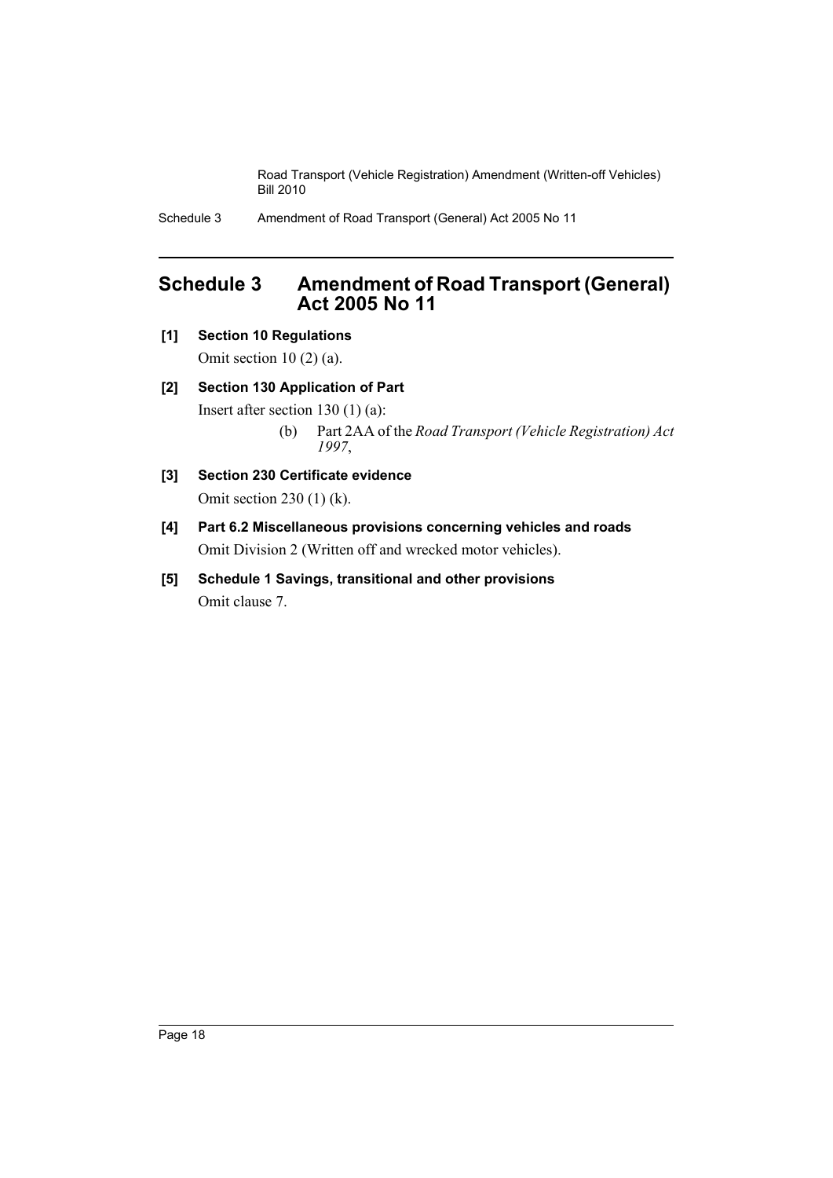## Schedule 3 Amendment of Road Transport (General) Act 2005 No 11

**[1] Section 10 Regulations**

Omit section 10 (2) (a).

**[2] Section 130 Application of Part**

Insert after section 130 (1) (a):

> (b) Part 2AA of the *Road Transport (Vehicle Registration) Act 1997*,

**[3] Section 230 Certificate evidence**

Omit section 230 (1) (k).

**[4] Part 6.2 Miscellaneous provisions concerning vehicles and roads**

Omit Division 2 (Written off and wrecked motor vehicles).

**[5] Schedule 1 Savings, transitional and other provisions**

Omit clause 7.